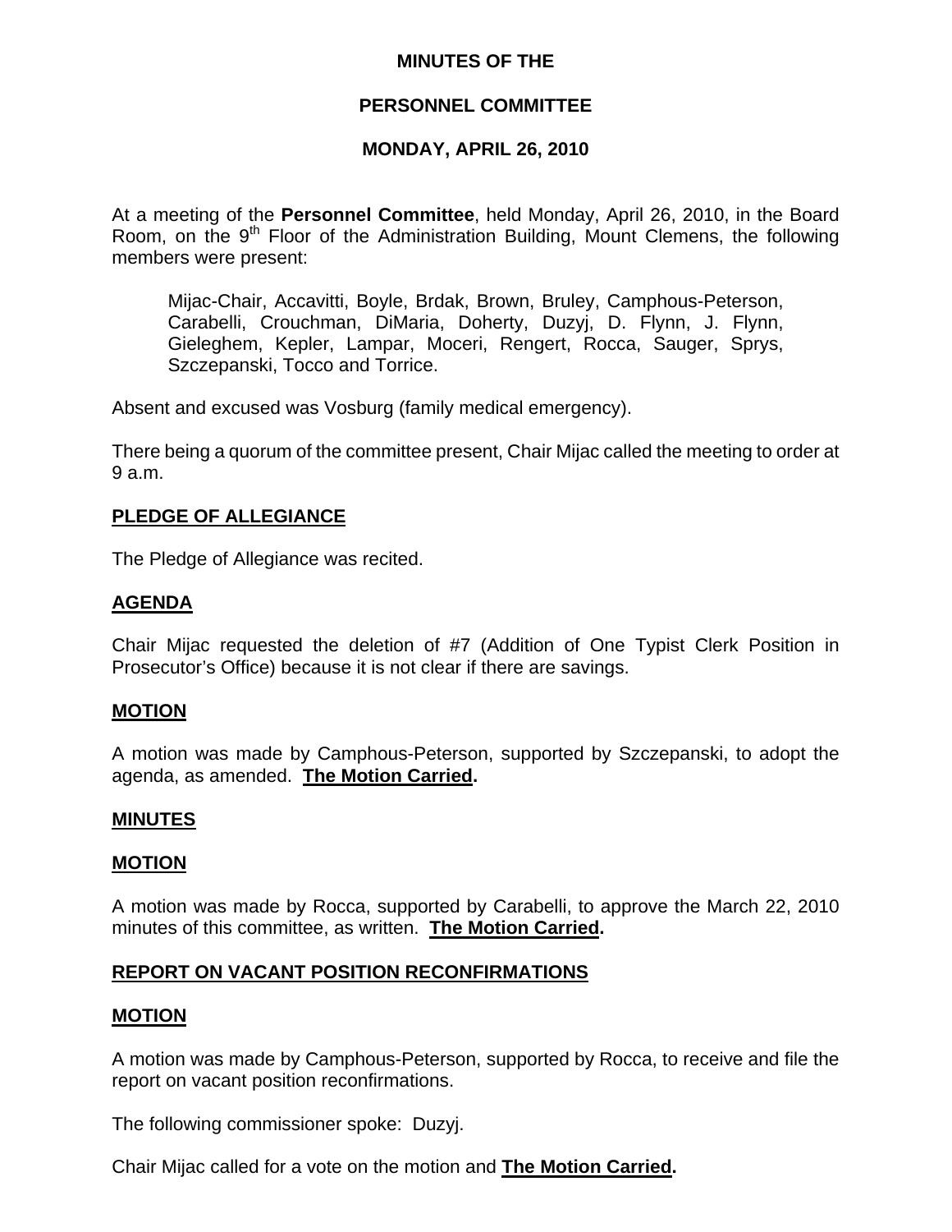# MINUTES OF THE

# PERSONNEL COMMITTEE

# MONDAY, APRIL 26, 2010

At a meeting of the **Personnel Committee**, held Monday, April 26, 2010, in the Board Room, on the 9th Floor of the Administration Building, Mount Clemens, the following members were present:

> Mijac-Chair, Accavitti, Boyle, Brdak, Brown, Bruley, Camphous-Peterson, Carabelli, Crouchman, DiMaria, Doherty, Duzyj, D. Flynn, J. Flynn, Gieleghem, Kepler, Lampar, Moceri, Rengert, Rocca, Sauger, Sprys, Szczepanski, Tocco and Torrice.

Absent and excused was Vosburg (family medical emergency).

There being a quorum of the committee present, Chair Mijac called the meeting to order at 9 a.m.

## PLEDGE OF ALLEGIANCE

The Pledge of Allegiance was recited.

## AGENDA

Chair Mijac requested the deletion of #7 (Addition of One Typist Clerk Position in Prosecutor's Office) because it is not clear if there are savings.

## MOTION

A motion was made by Camphous-Peterson, supported by Szczepanski, to adopt the agenda, as amended. **The Motion Carried.**

## MINUTES

## MOTION

A motion was made by Rocca, supported by Carabelli, to approve the March 22, 2010 minutes of this committee, as written. **The Motion Carried.**

## REPORT ON VACANT POSITION RECONFIRMATIONS

## MOTION

A motion was made by Camphous-Peterson, supported by Rocca, to receive and file the report on vacant position reconfirmations.

The following commissioner spoke: Duzyj.

Chair Mijac called for a vote on the motion and **The Motion Carried.**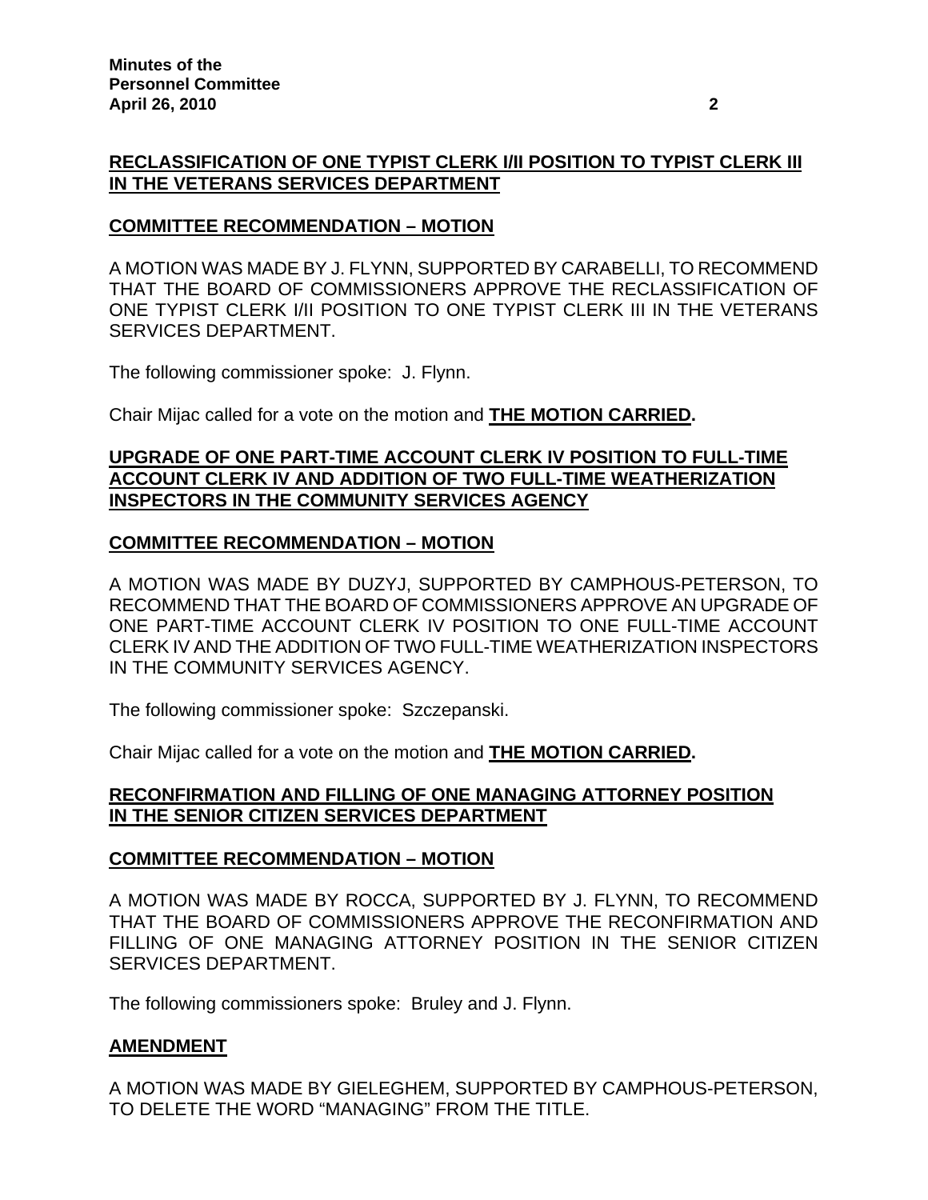**RECLASSIFICATION OF ONE TYPIST CLERK I/II POSITION TO TYPIST CLERK III IN THE VETERANS SERVICES DEPARTMENT**

**COMMITTEE RECOMMENDATION – MOTION**

A MOTION WAS MADE BY J. FLYNN, SUPPORTED BY CARABELLI, TO RECOMMEND THAT THE BOARD OF COMMISSIONERS APPROVE THE RECLASSIFICATION OF ONE TYPIST CLERK I/II POSITION TO ONE TYPIST CLERK III IN THE VETERANS SERVICES DEPARTMENT.

The following commissioner spoke: J. Flynn.

Chair Mijac called for a vote on the motion and **THE MOTION CARRIED.**

**UPGRADE OF ONE PART-TIME ACCOUNT CLERK IV POSITION TO FULL-TIME ACCOUNT CLERK IV AND ADDITION OF TWO FULL-TIME WEATHERIZATION INSPECTORS IN THE COMMUNITY SERVICES AGENCY**

**COMMITTEE RECOMMENDATION – MOTION**

A MOTION WAS MADE BY DUZYJ, SUPPORTED BY CAMPHOUS-PETERSON, TO RECOMMEND THAT THE BOARD OF COMMISSIONERS APPROVE AN UPGRADE OF ONE PART-TIME ACCOUNT CLERK IV POSITION TO ONE FULL-TIME ACCOUNT CLERK IV AND THE ADDITION OF TWO FULL-TIME WEATHERIZATION INSPECTORS IN THE COMMUNITY SERVICES AGENCY.

The following commissioner spoke: Szczepanski.

Chair Mijac called for a vote on the motion and **THE MOTION CARRIED.**

**RECONFIRMATION AND FILLING OF ONE MANAGING ATTORNEY POSITION IN THE SENIOR CITIZEN SERVICES DEPARTMENT**

**COMMITTEE RECOMMENDATION – MOTION**

A MOTION WAS MADE BY ROCCA, SUPPORTED BY J. FLYNN, TO RECOMMEND THAT THE BOARD OF COMMISSIONERS APPROVE THE RECONFIRMATION AND FILLING OF ONE MANAGING ATTORNEY POSITION IN THE SENIOR CITIZEN SERVICES DEPARTMENT.

The following commissioners spoke: Bruley and J. Flynn.

**AMENDMENT**

A MOTION WAS MADE BY GIELEGHEM, SUPPORTED BY CAMPHOUS-PETERSON, TO DELETE THE WORD "MANAGING" FROM THE TITLE.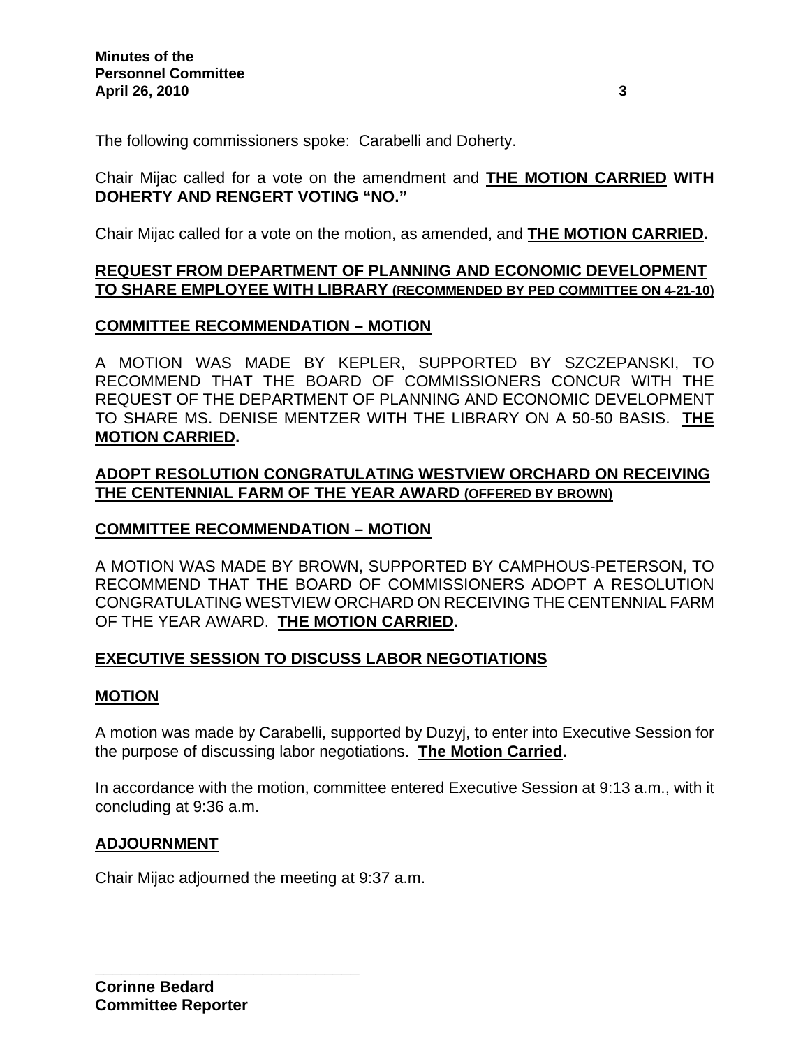The following commissioners spoke: Carabelli and Doherty.

Chair Mijac called for a vote on the amendment and **THE MOTION CARRIED WITH DOHERTY AND RENGERT VOTING "NO."**

Chair Mijac called for a vote on the motion, as amended, and **THE MOTION CARRIED.**

**REQUEST FROM DEPARTMENT OF PLANNING AND ECONOMIC DEVELOPMENT TO SHARE EMPLOYEE WITH LIBRARY (RECOMMENDED BY PED COMMITTEE ON 4-21-10)**

**COMMITTEE RECOMMENDATION – MOTION**

A MOTION WAS MADE BY KEPLER, SUPPORTED BY SZCZEPANSKI, TO RECOMMEND THAT THE BOARD OF COMMISSIONERS CONCUR WITH THE REQUEST OF THE DEPARTMENT OF PLANNING AND ECONOMIC DEVELOPMENT TO SHARE MS. DENISE MENTZER WITH THE LIBRARY ON A 50-50 BASIS. **THE MOTION CARRIED.**

**ADOPT RESOLUTION CONGRATULATING WESTVIEW ORCHARD ON RECEIVING THE CENTENNIAL FARM OF THE YEAR AWARD (OFFERED BY BROWN)**

**COMMITTEE RECOMMENDATION – MOTION**

A MOTION WAS MADE BY BROWN, SUPPORTED BY CAMPHOUS-PETERSON, TO RECOMMEND THAT THE BOARD OF COMMISSIONERS ADOPT A RESOLUTION CONGRATULATING WESTVIEW ORCHARD ON RECEIVING THE CENTENNIAL FARM OF THE YEAR AWARD. **THE MOTION CARRIED.**

**EXECUTIVE SESSION TO DISCUSS LABOR NEGOTIATIONS**

**MOTION**

A motion was made by Carabelli, supported by Duzyj, to enter into Executive Session for the purpose of discussing labor negotiations. **The Motion Carried.**

In accordance with the motion, committee entered Executive Session at 9:13 a.m., with it concluding at 9:36 a.m.

**ADJOURNMENT**

Chair Mijac adjourned the meeting at 9:37 a.m.

\_\_\_\_\_\_\_\_\_\_\_\_\_\_\_\_\_\_\_\_\_\_\_\_\_\_\_\_\_\_\_\_

**Corinne Bedard**
**Committee Reporter**